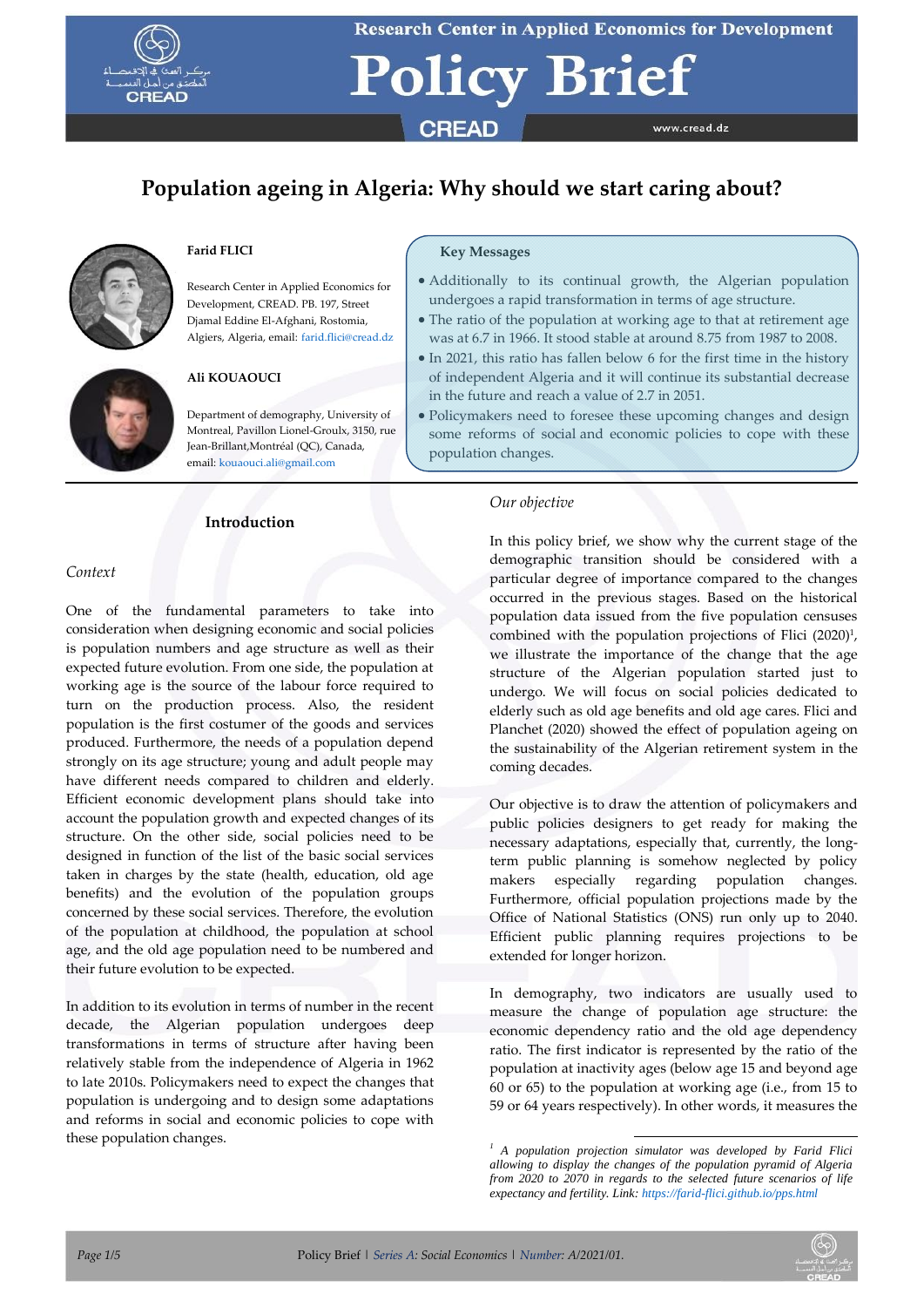Research Center in Applied Economics for Development

# Policy Brief

CREAD

www.cread.dz

## Population ageing in Algeria: Why should we start caring about?

**Farid FLICI**

Research Center in Applied Economics for Development, CREAD. PB. 197, Street Djamal Eddine El-Afghani, Rostomia, Algiers, Algeria, email: farid.flici@cread.dz

**Ali KOUAOUCI**

Department of demography, University of Montreal, Pavillon Lionel-Groulx, 3150, rue Jean-Brillant,Montréal (QC), Canada, email: kouaouci.ali@gmail.com

**Key Messages**

- Additionally to its continual growth, the Algerian population undergoes a rapid transformation in terms of age structure.
- The ratio of the population at working age to that at retirement age was at 6.7 in 1966. It stood stable at around 8.75 from 1987 to 2008.
- In 2021, this ratio has fallen below 6 for the first time in the history of independent Algeria and it will continue its substantial decrease in the future and reach a value of 2.7 in 2051.
- Policymakers need to foresee these upcoming changes and design some reforms of social and economic policies to cope with these population changes.

### Introduction

*Context*

One of the fundamental parameters to take into consideration when designing economic and social policies is population numbers and age structure as well as their expected future evolution. From one side, the population at working age is the source of the labour force required to turn on the production process. Also, the resident population is the first costumer of the goods and services produced. Furthermore, the needs of a population depend strongly on its age structure; young and adult people may have different needs compared to children and elderly. Efficient economic development plans should take into account the population growth and expected changes of its structure. On the other side, social policies need to be designed in function of the list of the basic social services taken in charges by the state (health, education, old age benefits) and the evolution of the population groups concerned by these social services. Therefore, the evolution of the population at childhood, the population at school age, and the old age population need to be numbered and their future evolution to be expected.

In addition to its evolution in terms of number in the recent decade, the Algerian population undergoes deep transformations in terms of structure after having been relatively stable from the independence of Algeria in 1962 to late 2010s. Policymakers need to expect the changes that population is undergoing and to design some adaptations and reforms in social and economic policies to cope with these population changes.

*Our objective*

In this policy brief, we show why the current stage of the demographic transition should be considered with a particular degree of importance compared to the changes occurred in the previous stages. Based on the historical population data issued from the five population censuses combined with the population projections of Flici (2020)[1], we illustrate the importance of the change that the age structure of the Algerian population started just to undergo. We will focus on social policies dedicated to elderly such as old age benefits and old age cares. Flici and Planchet (2020) showed the effect of population ageing on the sustainability of the Algerian retirement system in the coming decades.

Our objective is to draw the attention of policymakers and public policies designers to get ready for making the necessary adaptations, especially that, currently, the long-term public planning is somehow neglected by policy makers especially regarding population changes. Furthermore, official population projections made by the Office of National Statistics (ONS) run only up to 2040. Efficient public planning requires projections to be extended for longer horizon.

In demography, two indicators are usually used to measure the change of population age structure: the economic dependency ratio and the old age dependency ratio. The first indicator is represented by the ratio of the population at inactivity ages (below age 15 and beyond age 60 or 65) to the population at working age (i.e., from 15 to 59 or 64 years respectively). In other words, it measures the

---

*[1] A population projection simulator was developed by Farid Flici allowing to display the changes of the population pyramid of Algeria from 2020 to 2070 in regards to the selected future scenarios of life expectancy and fertility. Link: https://farid-flici.github.io/pps.html*

Policy Brief | *Series A: Social Economics* | *Number: A/2021/01.*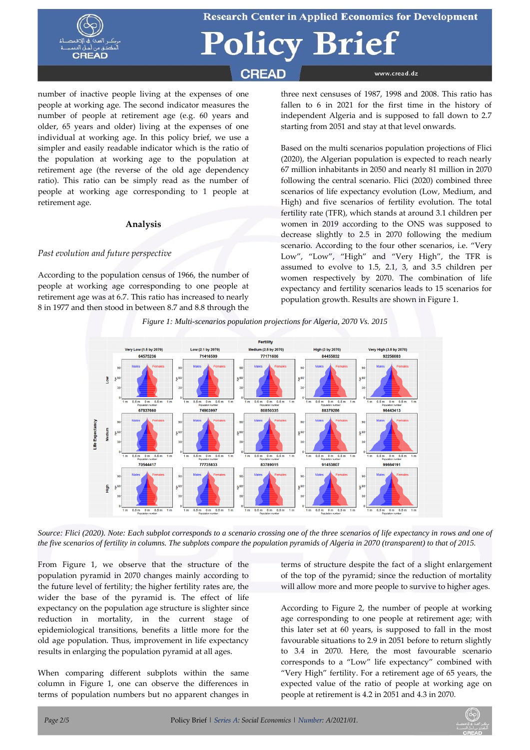number of inactive people living at the expenses of one people at working age. The second indicator measures the number of people at retirement age (e.g. 60 years and older, 65 years and older) living at the expenses of one individual at working age. In this policy brief, we use a simpler and easily readable indicator which is the ratio of the population at working age to the population at retirement age (the reverse of the old age dependency ratio). This ratio can be simply read as the number of people at working age corresponding to 1 people at retirement age.

## Analysis

*Past evolution and future perspective*

According to the population census of 1966, the number of people at working age corresponding to one people at retirement age was at 6.7. This ratio has increased to nearly 8 in 1977 and then stood in between 8.7 and 8.8 through the three next censuses of 1987, 1998 and 2008. This ratio has fallen to 6 in 2021 for the first time in the history of independent Algeria and is supposed to fall down to 2.7 starting from 2051 and stay at that level onwards.

Based on the multi scenarios population projections of Flici (2020), the Algerian population is expected to reach nearly 67 million inhabitants in 2050 and nearly 81 million in 2070 following the central scenario. Flici (2020) combined three scenarios of life expectancy evolution (Low, Medium, and High) and five scenarios of fertility evolution. The total fertility rate (TFR), which stands at around 3.1 children per women in 2019 according to the ONS was supposed to decrease slightly to 2.5 in 2070 following the medium scenario. According to the four other scenarios, i.e. "Very Low", "Low", "High" and "Very High", the TFR is assumed to evolve to 1.5, 2.1, 3, and 3.5 children per women respectively by 2070. The combination of life expectancy and fertility scenarios leads to 15 scenarios for population growth. Results are shown in Figure 1.

*Figure 1: Multi-scenarios population projections for Algeria, 2070 Vs. 2015*

*Source: Flici (2020). Note: Each subplot corresponds to a scenario crossing one of the three scenarios of life expectancy in rows and one of the five scenarios of fertility in columns. The subplots compare the population pyramids of Algeria in 2070 (transparent) to that of 2015.*

From Figure 1, we observe that the structure of the population pyramid in 2070 changes mainly according to the future level of fertility; the higher fertility rates are, the wider the base of the pyramid is. The effect of life expectancy on the population age structure is slighter since reduction in mortality, in the current stage of epidemiological transitions, benefits a little more for the old age population. Thus, improvement in life expectancy results in enlarging the population pyramid at all ages.

When comparing different subplots within the same column in Figure 1, one can observe the differences in terms of population numbers but no apparent changes in terms of structure despite the fact of a slight enlargement of the top of the pyramid; since the reduction of mortality will allow more and more people to survive to higher ages.

According to Figure 2, the number of people at working age corresponding to one people at retirement age; with this later set at 60 years, is supposed to fall in the most favourable situations to 2.9 in 2051 before to return slightly to 3.4 in 2070. Here, the most favourable scenario corresponds to a "Low" life expectancy" combined with "Very High" fertility. For a retirement age of 65 years, the expected value of the ratio of people at working age on people at retirement is 4.2 in 2051 and 4.3 in 2070.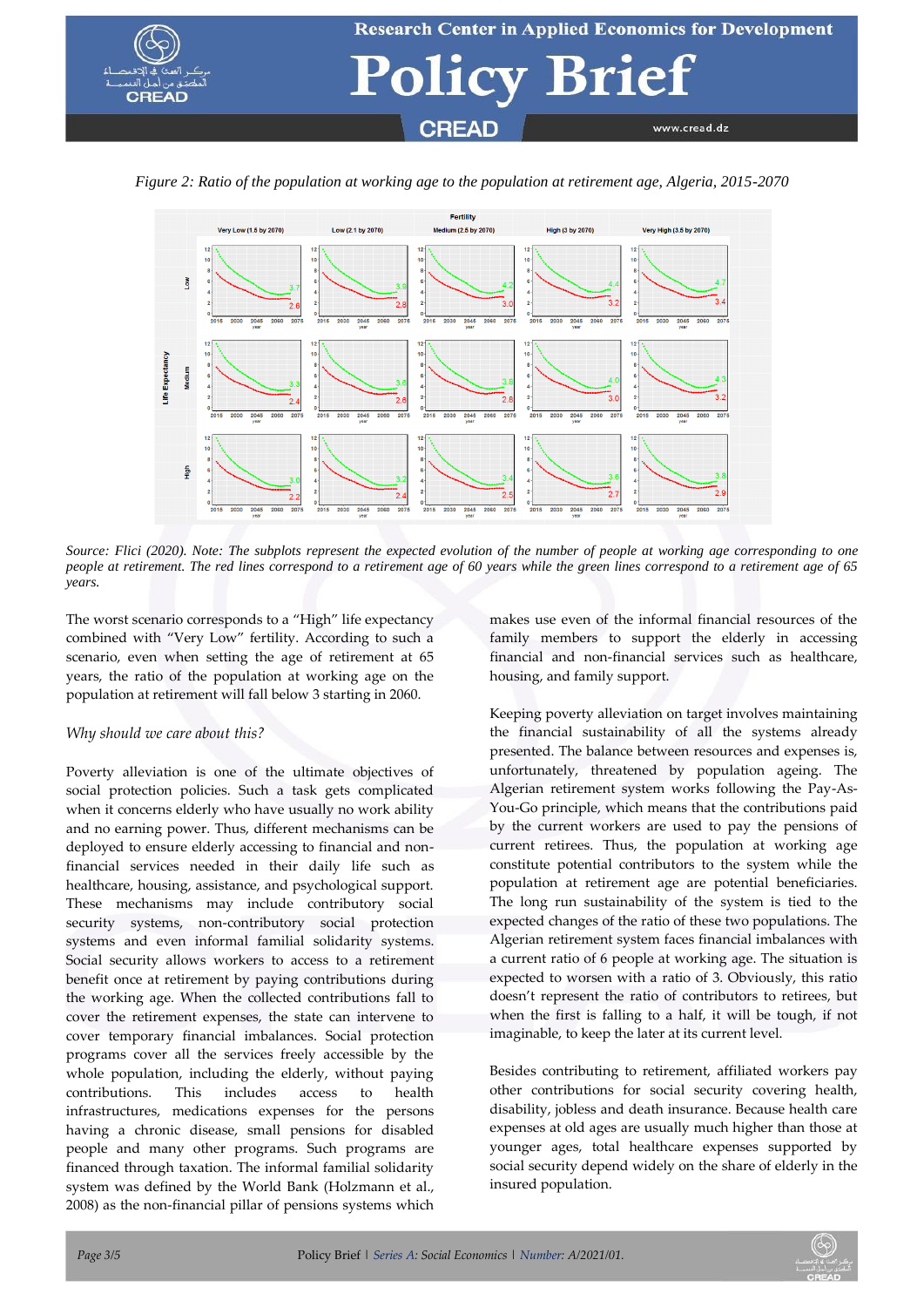*Figure 2: Ratio of the population at working age to the population at retirement age, Algeria, 2015-2070*

*Source: Flici (2020). Note: The subplots represent the expected evolution of the number of people at working age corresponding to one people at retirement. The red lines correspond to a retirement age of 60 years while the green lines correspond to a retirement age of 65 years.*

The worst scenario corresponds to a "High" life expectancy combined with "Very Low" fertility. According to such a scenario, even when setting the age of retirement at 65 years, the ratio of the population at working age on the population at retirement will fall below 3 starting in 2060.

*Why should we care about this?*

Poverty alleviation is one of the ultimate objectives of social protection policies. Such a task gets complicated when it concerns elderly who have usually no work ability and no earning power. Thus, different mechanisms can be deployed to ensure elderly accessing to financial and non-financial services needed in their daily life such as healthcare, housing, assistance, and psychological support. These mechanisms may include contributory social security systems, non-contributory social protection systems and even informal familial solidarity systems. Social security allows workers to access to a retirement benefit once at retirement by paying contributions during the working age. When the collected contributions fall to cover the retirement expenses, the state can intervene to cover temporary financial imbalances. Social protection programs cover all the services freely accessible by the whole population, including the elderly, without paying contributions. This includes access to health infrastructures, medications expenses for the persons having a chronic disease, small pensions for disabled people and many other programs. Such programs are financed through taxation. The informal familial solidarity system was defined by the World Bank (Holzmann et al., 2008) as the non-financial pillar of pensions systems which makes use even of the informal financial resources of the family members to support the elderly in accessing financial and non-financial services such as healthcare, housing, and family support.

Keeping poverty alleviation on target involves maintaining the financial sustainability of all the systems already presented. The balance between resources and expenses is, unfortunately, threatened by population ageing. The Algerian retirement system works following the Pay-As-You-Go principle, which means that the contributions paid by the current workers are used to pay the pensions of current retirees. Thus, the population at working age constitute potential contributors to the system while the population at retirement age are potential beneficiaries. The long run sustainability of the system is tied to the expected changes of the ratio of these two populations. The Algerian retirement system faces financial imbalances with a current ratio of 6 people at working age. The situation is expected to worsen with a ratio of 3. Obviously, this ratio doesn't represent the ratio of contributors to retirees, but when the first is falling to a half, it will be tough, if not imaginable, to keep the later at its current level.

Besides contributing to retirement, affiliated workers pay other contributions for social security covering health, disability, jobless and death insurance. Because health care expenses at old ages are usually much higher than those at younger ages, total healthcare expenses supported by social security depend widely on the share of elderly in the insured population.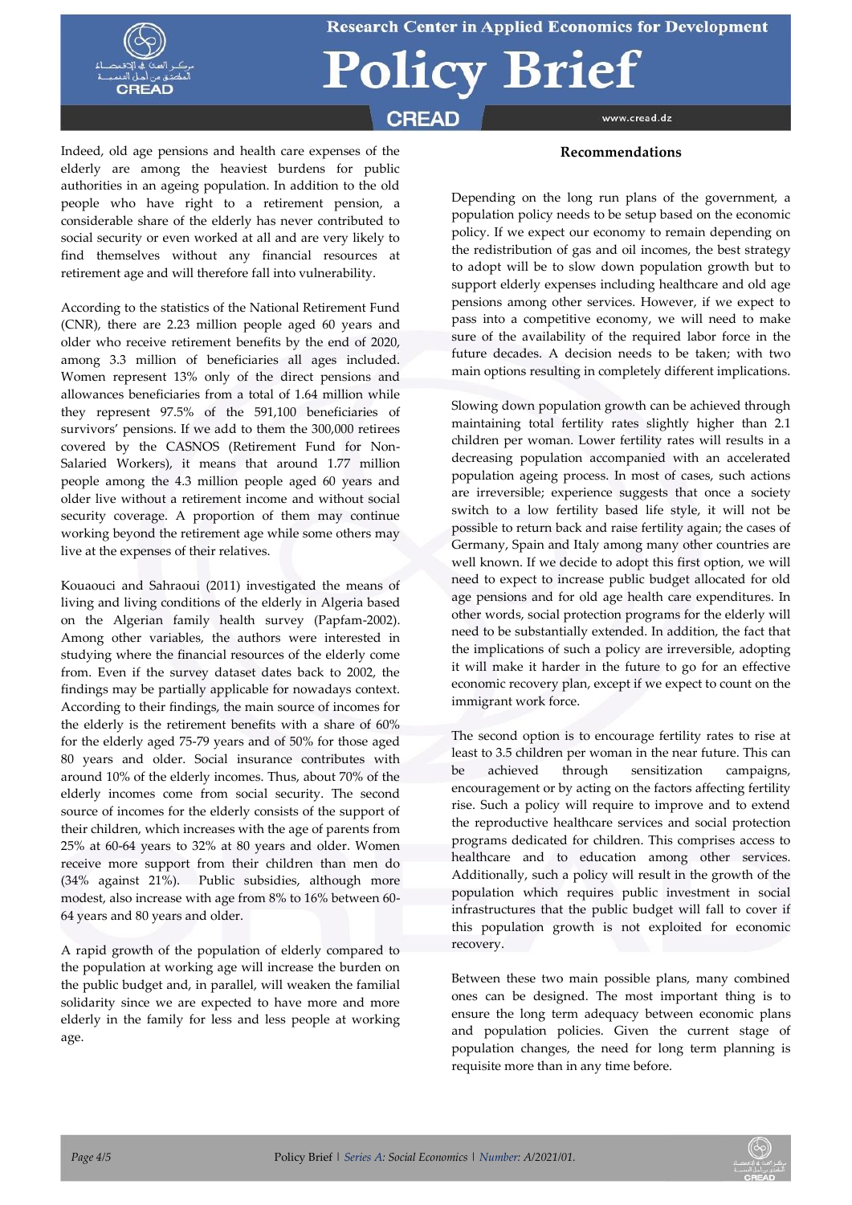Indeed, old age pensions and health care expenses of the elderly are among the heaviest burdens for public authorities in an ageing population. In addition to the old people who have right to a retirement pension, a considerable share of the elderly has never contributed to social security or even worked at all and are very likely to find themselves without any financial resources at retirement age and will therefore fall into vulnerability.

According to the statistics of the National Retirement Fund (CNR), there are 2.23 million people aged 60 years and older who receive retirement benefits by the end of 2020, among 3.3 million of beneficiaries all ages included. Women represent 13% only of the direct pensions and allowances beneficiaries from a total of 1.64 million while they represent 97.5% of the 591,100 beneficiaries of survivors' pensions. If we add to them the 300,000 retirees covered by the CASNOS (Retirement Fund for Non-Salaried Workers), it means that around 1.77 million people among the 4.3 million people aged 60 years and older live without a retirement income and without social security coverage. A proportion of them may continue working beyond the retirement age while some others may live at the expenses of their relatives.

Kouaouci and Sahraoui (2011) investigated the means of living and living conditions of the elderly in Algeria based on the Algerian family health survey (Papfam-2002). Among other variables, the authors were interested in studying where the financial resources of the elderly come from. Even if the survey dataset dates back to 2002, the findings may be partially applicable for nowadays context. According to their findings, the main source of incomes for the elderly is the retirement benefits with a share of 60% for the elderly aged 75-79 years and of 50% for those aged 80 years and older. Social insurance contributes with around 10% of the elderly incomes. Thus, about 70% of the elderly incomes come from social security. The second source of incomes for the elderly consists of the support of their children, which increases with the age of parents from 25% at 60-64 years to 32% at 80 years and older. Women receive more support from their children than men do (34% against 21%). Public subsidies, although more modest, also increase with age from 8% to 16% between 60-64 years and 80 years and older.

A rapid growth of the population of elderly compared to the population at working age will increase the burden on the public budget and, in parallel, will weaken the familial solidarity since we are expected to have more and more elderly in the family for less and less people at working age.

## Recommendations

Depending on the long run plans of the government, a population policy needs to be setup based on the economic policy. If we expect our economy to remain depending on the redistribution of gas and oil incomes, the best strategy to adopt will be to slow down population growth but to support elderly expenses including healthcare and old age pensions among other services. However, if we expect to pass into a competitive economy, we will need to make sure of the availability of the required labor force in the future decades. A decision needs to be taken; with two main options resulting in completely different implications.

Slowing down population growth can be achieved through maintaining total fertility rates slightly higher than 2.1 children per woman. Lower fertility rates will results in a decreasing population accompanied with an accelerated population ageing process. In most of cases, such actions are irreversible; experience suggests that once a society switch to a low fertility based life style, it will not be possible to return back and raise fertility again; the cases of Germany, Spain and Italy among many other countries are well known. If we decide to adopt this first option, we will need to expect to increase public budget allocated for old age pensions and for old age health care expenditures. In other words, social protection programs for the elderly will need to be substantially extended. In addition, the fact that the implications of such a policy are irreversible, adopting it will make it harder in the future to go for an effective economic recovery plan, except if we expect to count on the immigrant work force.

The second option is to encourage fertility rates to rise at least to 3.5 children per woman in the near future. This can be achieved through sensitization campaigns, encouragement or by acting on the factors affecting fertility rise. Such a policy will require to improve and to extend the reproductive healthcare services and social protection programs dedicated for children. This comprises access to healthcare and to education among other services. Additionally, such a policy will result in the growth of the population which requires public investment in social infrastructures that the public budget will fall to cover if this population growth is not exploited for economic recovery.

Between these two main possible plans, many combined ones can be designed. The most important thing is to ensure the long term adequacy between economic plans and population policies. Given the current stage of population changes, the need for long term planning is requisite more than in any time before.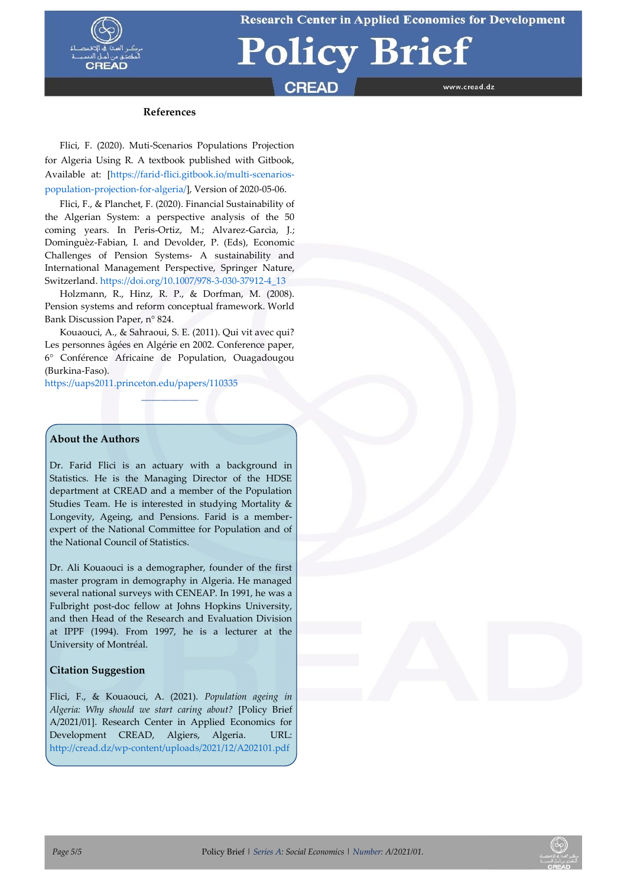## References

Flici, F. (2020). Muti-Scenarios Populations Projection for Algeria Using R. A textbook published with Gitbook, Available at: [https://farid-flici.gitbook.io/multi-scenarios-population-projection-for-algeria/], Version of 2020-05-06.

Flici, F., & Planchet, F. (2020). Financial Sustainability of the Algerian System: a perspective analysis of the 50 coming years. In Peris-Ortiz, M.; Alvarez-Garcia, J.; Dominguèz-Fabian, I. and Devolder, P. (Eds), Economic Challenges of Pension Systems- A sustainability and International Management Perspective, Springer Nature, Switzerland. https://doi.org/10.1007/978-3-030-37912-4_13

Holzmann, R., Hinz, R. P., & Dorfman, M. (2008). Pension systems and reform conceptual framework. World Bank Discussion Paper, n° 824.

Kouaouci, A., & Sahraoui, S. E. (2011). Qui vit avec qui? Les personnes âgées en Algérie en 2002. Conference paper, 6° Conférence Africaine de Population, Ouagadougou (Burkina-Faso). https://uaps2011.princeton.edu/papers/110335

---

### About the Authors

Dr. Farid Flici is an actuary with a background in Statistics. He is the Managing Director of the HDSE department at CREAD and a member of the Population Studies Team. He is interested in studying Mortality & Longevity, Ageing, and Pensions. Farid is a member-expert of the National Committee for Population and of the National Council of Statistics.

Dr. Ali Kouaouci is a demographer, founder of the first master program in demography in Algeria. He managed several national surveys with CENEAP. In 1991, he was a Fulbright post-doc fellow at Johns Hopkins University, and then Head of the Research and Evaluation Division at IPPF (1994). From 1997, he is a lecturer at the University of Montréal.

### Citation Suggestion

Flici, F., & Kouaouci, A. (2021). *Population ageing in Algeria: Why should we start caring about?* [Policy Brief A/2021/01]. Research Center in Applied Economics for Development CREAD, Algiers, Algeria. URL: http://cread.dz/wp-content/uploads/2021/12/A202101.pdf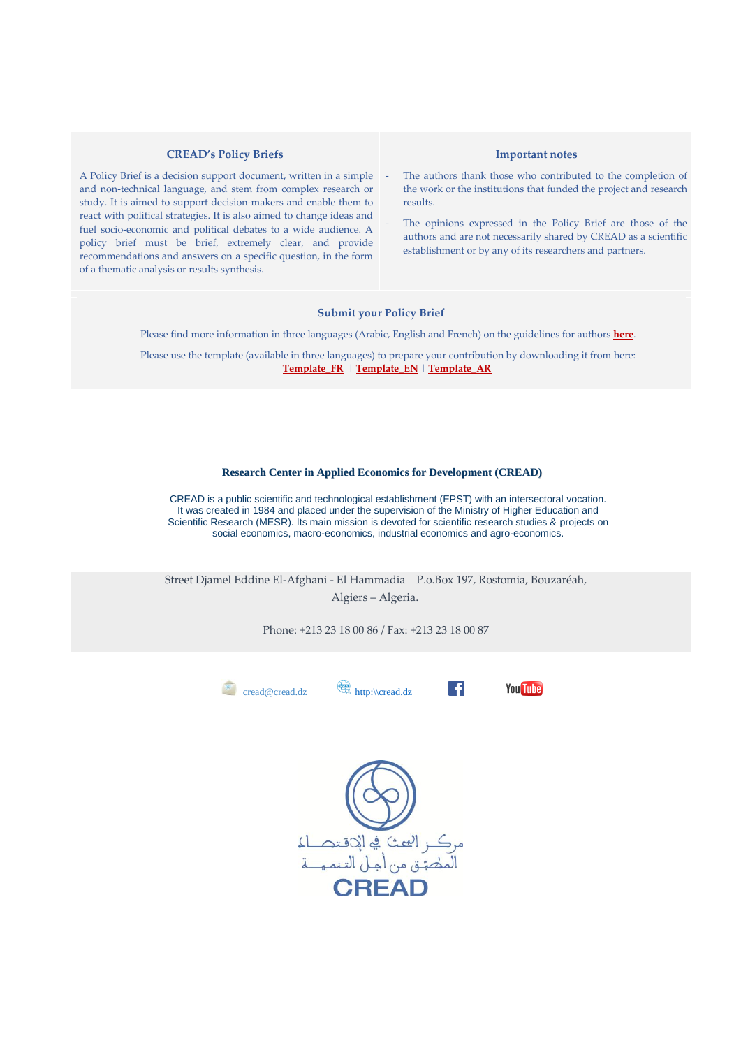### CREAD's Policy Briefs

A Policy Brief is a decision support document, written in a simple and non-technical language, and stem from complex research or study. It is aimed to support decision-makers and enable them to react with political strategies. It is also aimed to change ideas and fuel socio-economic and political debates to a wide audience. A policy brief must be brief, extremely clear, and provide recommendations and answers on a specific question, in the form of a thematic analysis or results synthesis.

### Important notes

- The authors thank those who contributed to the completion of the work or the institutions that funded the project and research results.
- The opinions expressed in the Policy Brief are those of the authors and are not necessarily shared by CREAD as a scientific establishment or by any of its researchers and partners.

### Submit your Policy Brief

Please find more information in three languages (Arabic, English and French) on the guidelines for authors **here**.

Please use the template (available in three languages) to prepare your contribution by downloading it from here:
**Template_FR** | **Template_EN** | **Template_AR**

**Research Center in Applied Economics for Development (CREAD)**

CREAD is a public scientific and technological establishment (EPST) with an intersectoral vocation. It was created in 1984 and placed under the supervision of the Ministry of Higher Education and Scientific Research (MESR). Its main mission is devoted to scientific research studies & projects on social economics, macro-economics, industrial economics and agro-economics.

Street Djamel Eddine El-Afghani - El Hammadia | P.o.Box 197, Rostomia, Bouzaréah, Algiers – Algeria.

Phone: +213 23 18 00 86 / Fax: +213 23 18 00 87

cread@cread.dz   http:\\cread.dz

مركـز البحث في الإقتصاد
المطبّق من أجل التنميـة
CREAD